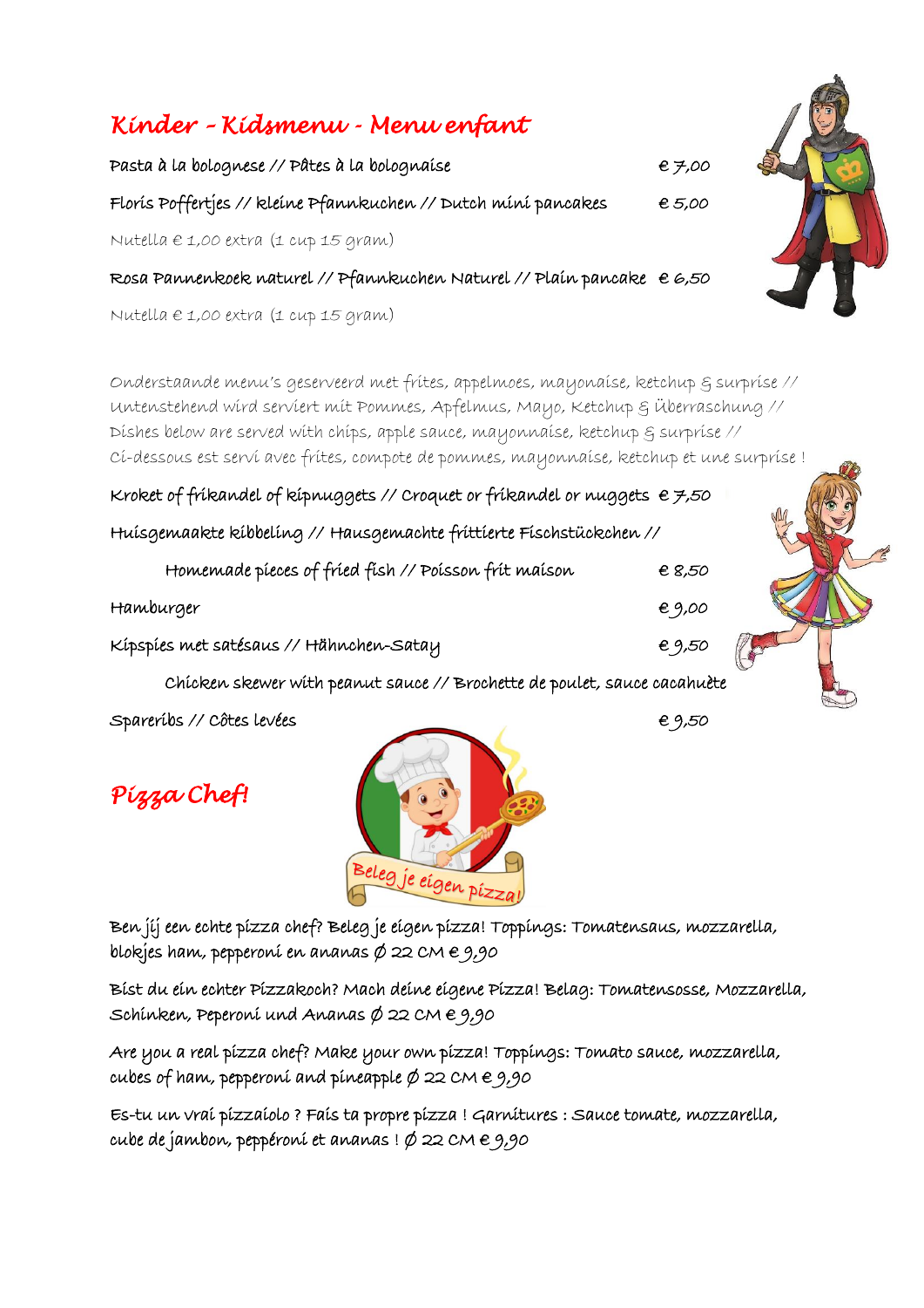# Kinder - Kidsmenu - Menu enfant

| | |
|---|---|
| Pasta à la bolognese // Pâtes à la bolognaise | € 7,00 |
| Floris Poffertjes // kleine Pfannkuchen // Dutch mini pancakes | € 5,00 |
| Nutella € 1,00 extra (1 cup 15 gram) | |
| Rosa Pannenkoek naturel // Pfannkuchen Naturel // Plain pancake | € 6,50 |
| Nutella € 1,00 extra (1 cup 15 gram) | |

Onderstaande menu's geserveerd met frites, appelmoes, mayonaise, ketchup & surprise // Untenstehend wird serviert mit Pommes, Apfelmus, Mayo, Ketchup & Überraschung // Dishes below are served with chips, apple sauce, mayonnaise, ketchup & surprise // Ci-dessous est servi avec frites, compote de pommes, mayonnaise, ketchup et une surprise !

| | |
|---|---|
| Kroket of frikandel of kipnuggets // Croquet or frikandel or nuggets | € 7,50 |
| Huisgemaakte kibbeling // Hausgemachte frittierte Fischstückchen // Homemade pieces of fried fish // Poisson frit maison | € 8,50 |
| Hamburger | € 9,00 |
| Kipspies met satésaus // Hähnchen-Satay Chicken skewer with peanut sauce // Brochette de poulet, sauce cacahuète | € 9,50 |
| Spareribs // Côtes levées | € 9,50 |

## Pizza Chef!

Beleg je eigen pizza!

Ben jij een echte pizza chef? Beleg je eigen pizza! Toppings: Tomatensaus, mozzarella, blokjes ham, pepperoni en ananas Ø 22 CM € 9,90

Bist du ein echter Pizzakoch? Mach deine eigene Pizza! Belag: Tomatensosse, Mozzarella, Schinken, Peperoni und Ananas Ø 22 CM € 9,90

Are you a real pizza chef? Make your own pizza! Toppings: Tomato sauce, mozzarella, cubes of ham, pepperoni and pineapple Ø 22 CM € 9,90

Es-tu un vrai pizzaiolo ? Fais ta propre pizza ! Garnitures : Sauce tomate, mozzarella, cube de jambon, peppéroni et ananas ! Ø 22 CM € 9,90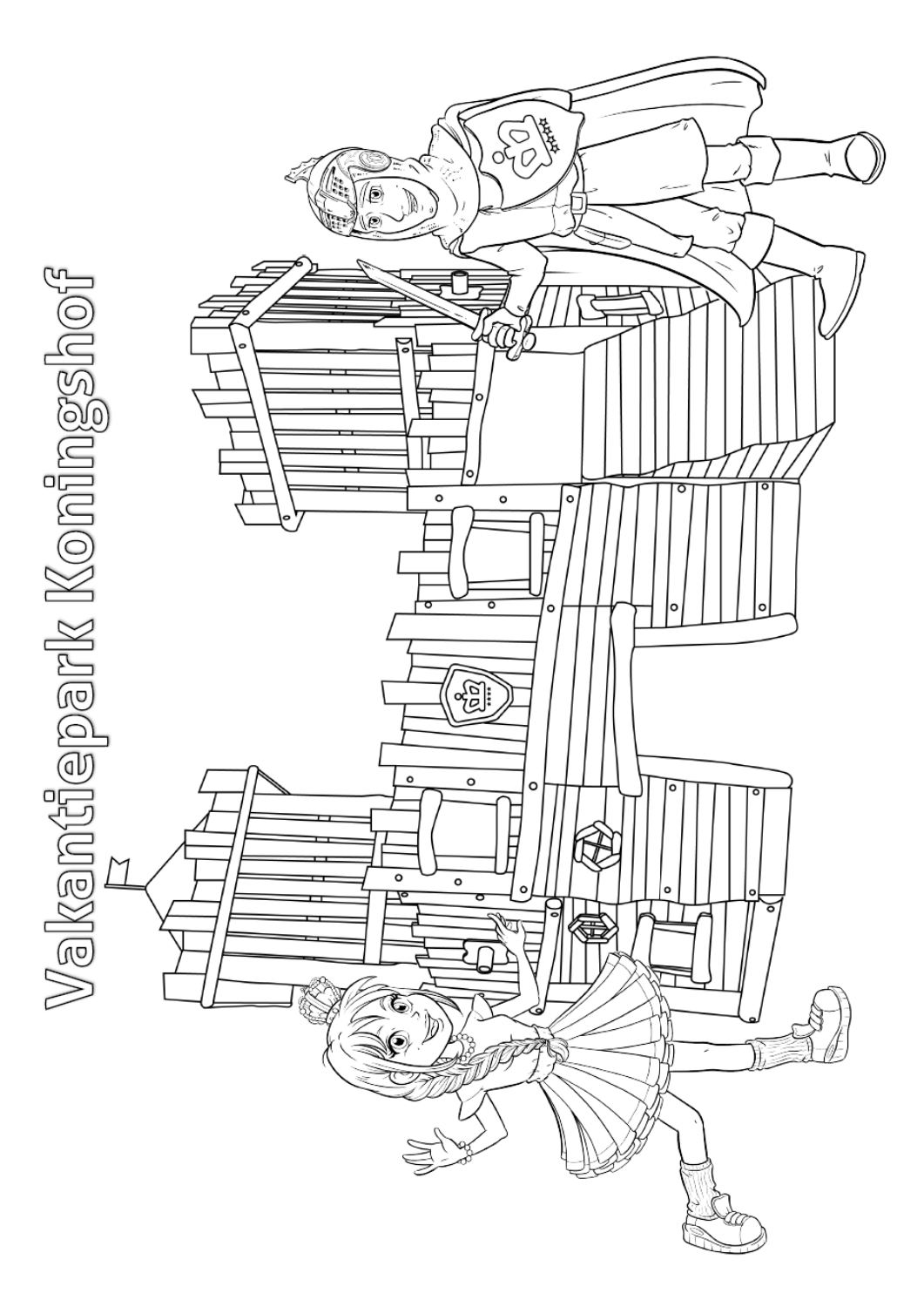# Vakantiepark Koningshof